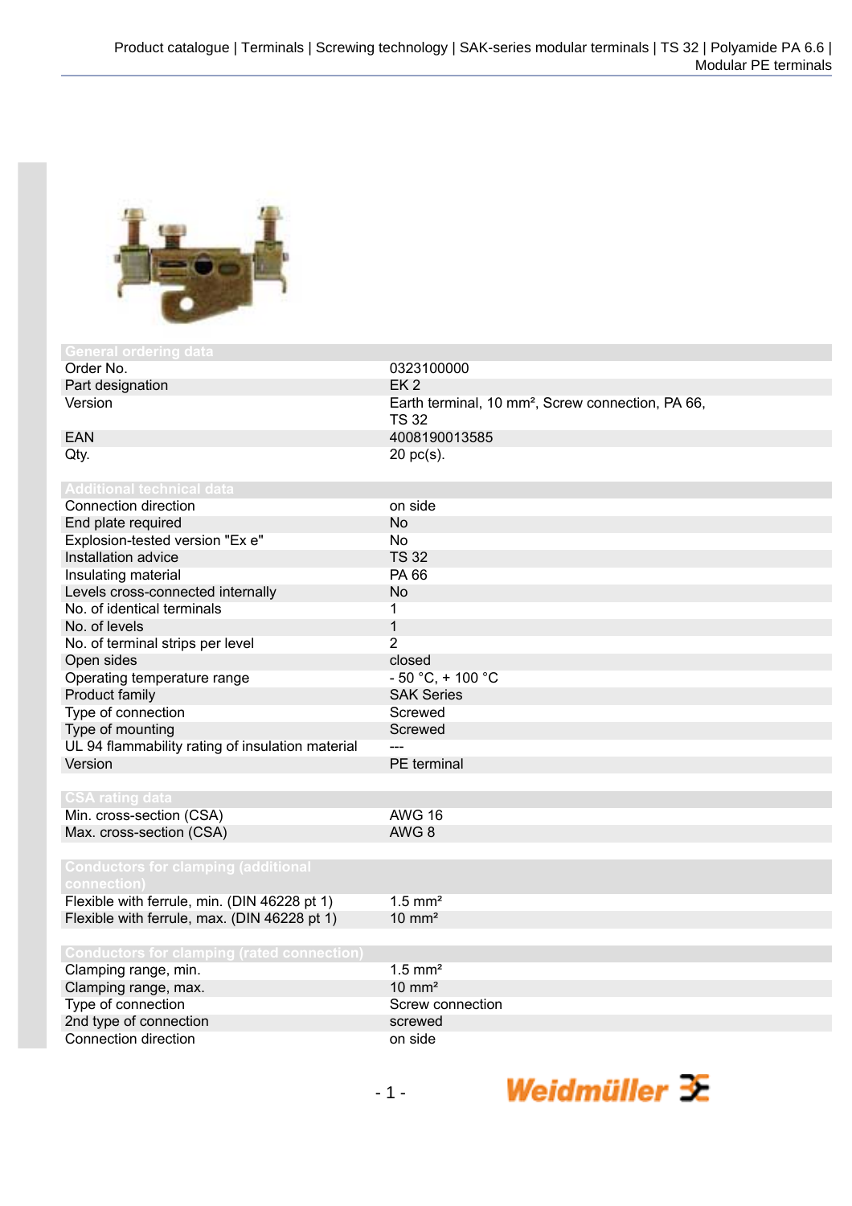Product catalogue | Terminals | Screwing technology | SAK-series modular terminals | TS 32 | Polyamide PA 6.6 | Modular PE terminals

| General ordering data | |
|---|---|
| Order No. | 0323100000 |
| Part designation | EK 2 |
| Version | Earth terminal, 10 mm², Screw connection, PA 66, TS 32 |
| EAN | 4008190013585 |
| Qty. | 20 pc(s). |

| Additional technical data | |
|---|---|
| Connection direction | on side |
| End plate required | No |
| Explosion-tested version "Ex e" | No |
| Installation advice | TS 32 |
| Insulating material | PA 66 |
| Levels cross-connected internally | No |
| No. of identical terminals | 1 |
| No. of levels | 1 |
| No. of terminal strips per level | 2 |
| Open sides | closed |
| Operating temperature range | - 50 °C, + 100 °C |
| Product family | SAK Series |
| Type of connection | Screwed |
| Type of mounting | Screwed |
| UL 94 flammability rating of insulation material | --- |
| Version | PE terminal |

| CSA rating data | |
|---|---|
| Min. cross-section (CSA) | AWG 16 |
| Max. cross-section (CSA) | AWG 8 |

| Conductors for clamping (additional connection) | |
|---|---|
| Flexible with ferrule, min. (DIN 46228 pt 1) | 1.5 mm² |
| Flexible with ferrule, max. (DIN 46228 pt 1) | 10 mm² |

| Conductors for clamping (rated connection) | |
|---|---|
| Clamping range, min. | 1.5 mm² |
| Clamping range, max. | 10 mm² |
| Type of connection | Screw connection |
| 2nd type of connection | screwed |
| Connection direction | on side |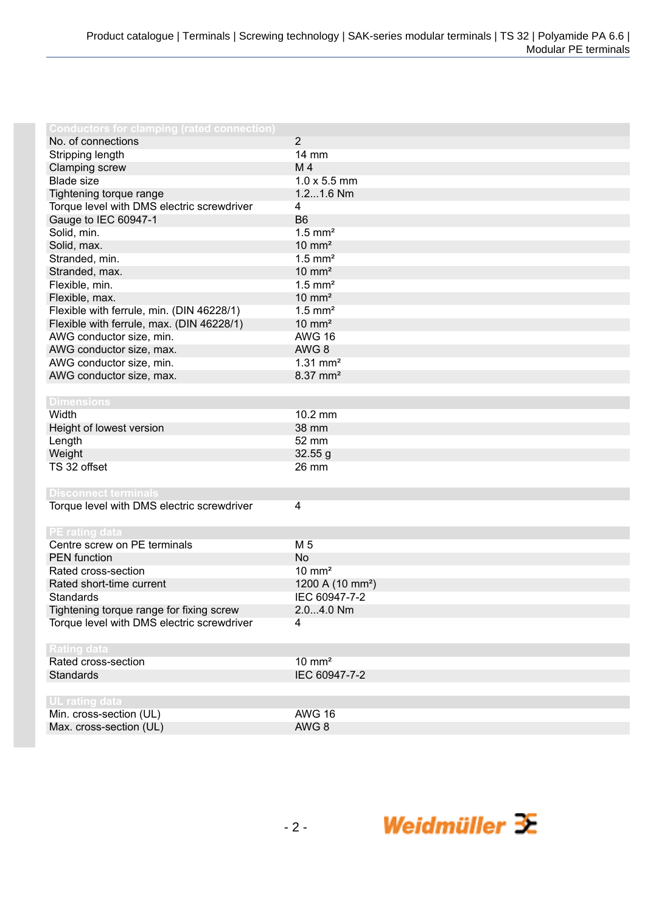### Conductors for clamping (rated connection)

| | |
|---|---|
| No. of connections | 2 |
| Stripping length | 14 mm |
| Clamping screw | M 4 |
| Blade size | 1.0 x 5.5 mm |
| Tightening torque range | 1.2...1.6 Nm |
| Torque level with DMS electric screwdriver | 4 |
| Gauge to IEC 60947-1 | B6 |
| Solid, min. | 1.5 mm² |
| Solid, max. | 10 mm² |
| Stranded, min. | 1.5 mm² |
| Stranded, max. | 10 mm² |
| Flexible, min. | 1.5 mm² |
| Flexible, max. | 10 mm² |
| Flexible with ferrule, min. (DIN 46228/1) | 1.5 mm² |
| Flexible with ferrule, max. (DIN 46228/1) | 10 mm² |
| AWG conductor size, min. | AWG 16 |
| AWG conductor size, max. | AWG 8 |
| AWG conductor size, min. | 1.31 mm² |
| AWG conductor size, max. | 8.37 mm² |

### Dimensions

| | |
|---|---|
| Width | 10.2 mm |
| Height of lowest version | 38 mm |
| Length | 52 mm |
| Weight | 32.55 g |
| TS 32 offset | 26 mm |

### Disconnect terminals

| | |
|---|---|
| Torque level with DMS electric screwdriver | 4 |

### PE rating data

| | |
|---|---|
| Centre screw on PE terminals | M 5 |
| PEN function | No |
| Rated cross-section | 10 mm² |
| Rated short-time current | 1200 A (10 mm²) |
| Standards | IEC 60947-7-2 |
| Tightening torque range for fixing screw | 2.0...4.0 Nm |
| Torque level with DMS electric screwdriver | 4 |

### Rating data

| | |
|---|---|
| Rated cross-section | 10 mm² |
| Standards | IEC 60947-7-2 |

### UL rating data

| | |
|---|---|
| Min. cross-section (UL) | AWG 16 |
| Max. cross-section (UL) | AWG 8 |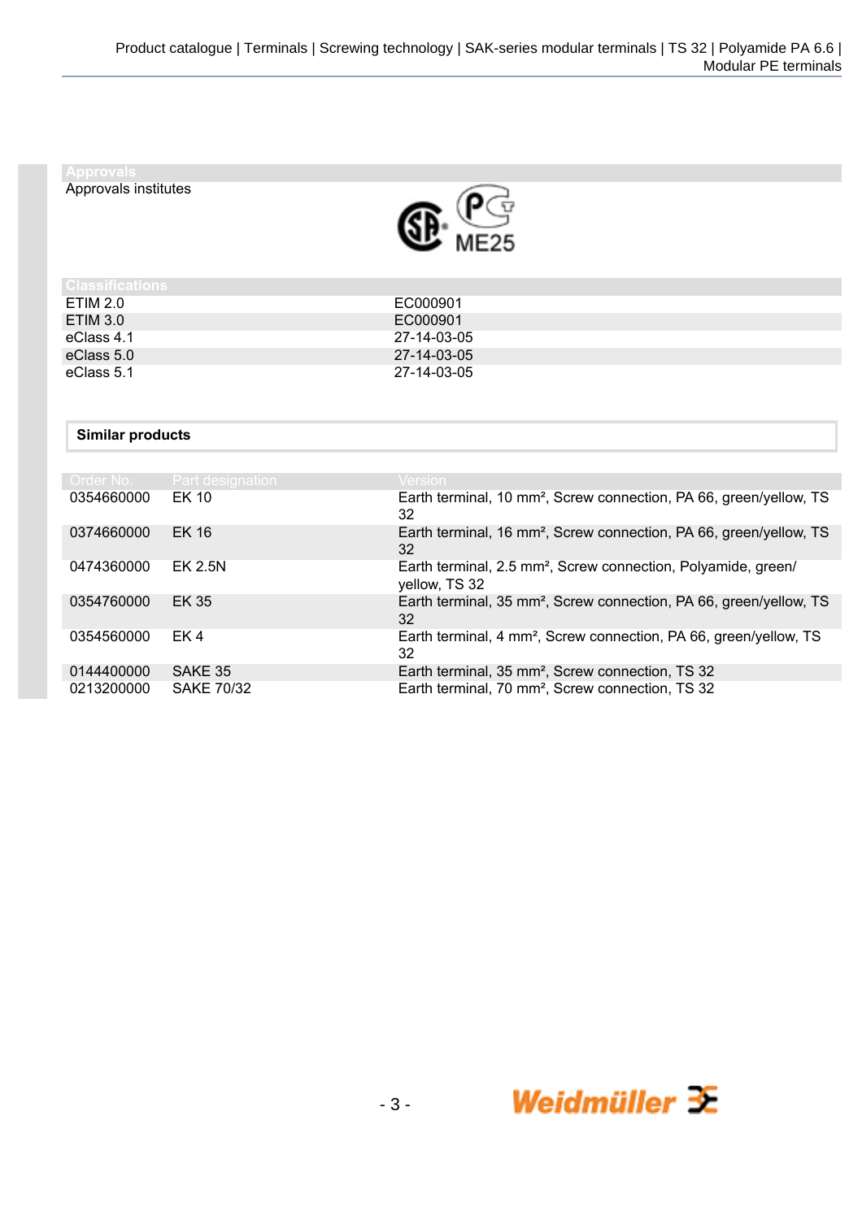## Approvals

Approvals institutes

## Classifications

| | |
|---|---|
| ETIM 2.0 | EC000901 |
| ETIM 3.0 | EC000901 |
| eClass 4.1 | 27-14-03-05 |
| eClass 5.0 | 27-14-03-05 |
| eClass 5.1 | 27-14-03-05 |

**Similar products**

| Order No. | Part designation | Version |
|---|---|---|
| 0354660000 | EK 10 | Earth terminal, 10 mm², Screw connection, PA 66, green/yellow, TS 32 |
| 0374660000 | EK 16 | Earth terminal, 16 mm², Screw connection, PA 66, green/yellow, TS 32 |
| 0474360000 | EK 2.5N | Earth terminal, 2.5 mm², Screw connection, Polyamide, green/yellow, TS 32 |
| 0354760000 | EK 35 | Earth terminal, 35 mm², Screw connection, PA 66, green/yellow, TS 32 |
| 0354560000 | EK 4 | Earth terminal, 4 mm², Screw connection, PA 66, green/yellow, TS 32 |
| 0144400000 | SAKE 35 | Earth terminal, 35 mm², Screw connection, TS 32 |
| 0213200000 | SAKE 70/32 | Earth terminal, 70 mm², Screw connection, TS 32 |